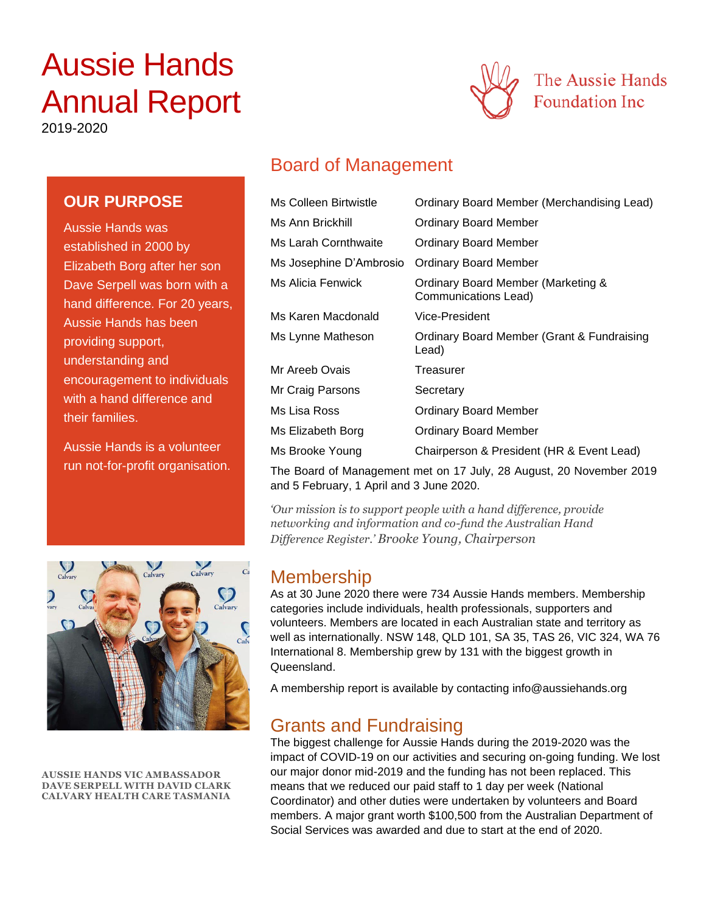# Aussie Hands Annual Report

2019-2020

The Aussie Hands Foundation Inc

## OUR PURPOSE

Aussie Hands was established in 2000 by Elizabeth Borg after her son Dave Serpell was born with a hand difference. For 20 years, Aussie Hands has been providing support, understanding and encouragement to individuals with a hand difference and their families.

Aussie Hands is a volunteer run not-for-profit organisation.

AUSSIE HANDS VIC AMBASSADOR DAVE SERPELL WITH DAVID CLARK CALVARY HEALTH CARE TASMANIA

## Board of Management

| | |
|---|---|
| Ms Colleen Birtwistle | Ordinary Board Member (Merchandising Lead) |
| Ms Ann Brickhill | Ordinary Board Member |
| Ms Larah Cornthwaite | Ordinary Board Member |
| Ms Josephine D'Ambrosio | Ordinary Board Member |
| Ms Alicia Fenwick | Ordinary Board Member (Marketing & Communications Lead) |
| Ms Karen Macdonald | Vice-President |
| Ms Lynne Matheson | Ordinary Board Member (Grant & Fundraising Lead) |
| Mr Areeb Ovais | Treasurer |
| Mr Craig Parsons | Secretary |
| Ms Lisa Ross | Ordinary Board Member |
| Ms Elizabeth Borg | Ordinary Board Member |
| Ms Brooke Young | Chairperson & President (HR & Event Lead) |

The Board of Management met on 17 July, 28 August, 20 November 2019 and 5 February, 1 April and 3 June 2020.

*'Our mission is to support people with a hand difference, provide networking and information and co-fund the Australian Hand Difference Register.'* *Brooke Young, Chairperson*

## Membership

As at 30 June 2020 there were 734 Aussie Hands members. Membership categories include individuals, health professionals, supporters and volunteers. Members are located in each Australian state and territory as well as internationally. NSW 148, QLD 101, SA 35, TAS 26, VIC 324, WA 76 International 8. Membership grew by 131 with the biggest growth in Queensland.

A membership report is available by contacting info@aussiehands.org

## Grants and Fundraising

The biggest challenge for Aussie Hands during the 2019-2020 was the impact of COVID-19 on our activities and securing on-going funding. We lost our major donor mid-2019 and the funding has not been replaced. This means that we reduced our paid staff to 1 day per week (National Coordinator) and other duties were undertaken by volunteers and Board members. A major grant worth $100,500 from the Australian Department of Social Services was awarded and due to start at the end of 2020.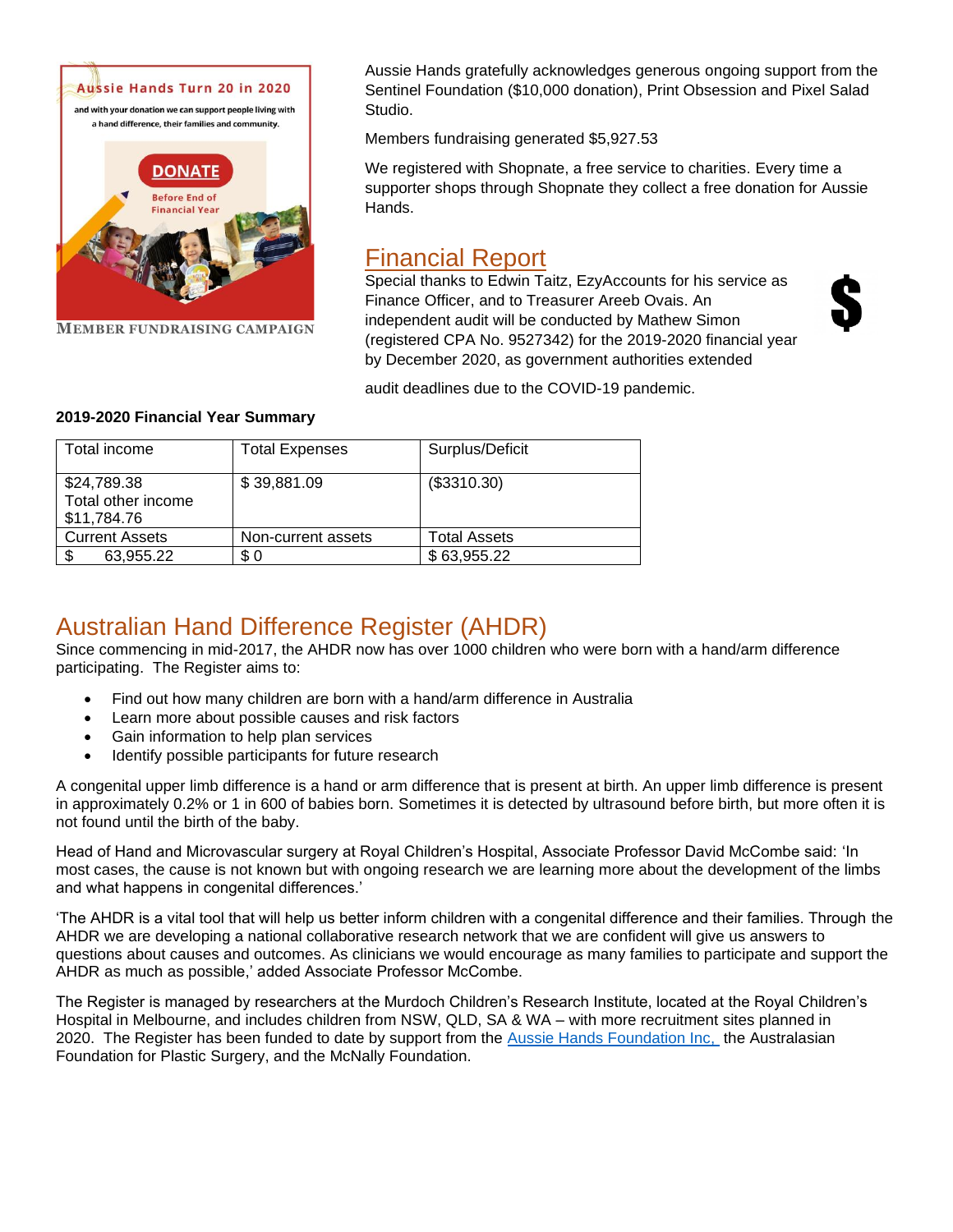Aussie Hands gratefully acknowledges generous ongoing support from the Sentinel Foundation ($10,000 donation), Print Obsession and Pixel Salad Studio.

Members fundraising generated $5,927.53

We registered with Shopnate, a free service to charities. Every time a supporter shops through Shopnate they collect a free donation for Aussie Hands.

MEMBER FUNDRAISING CAMPAIGN

## Financial Report

Special thanks to Edwin Taitz, EzyAccounts for his service as Finance Officer, and to Treasurer Areeb Ovais. An independent audit will be conducted by Mathew Simon (registered CPA No. 9527342) for the 2019-2020 financial year by December 2020, as government authorities extended audit deadlines due to the COVID-19 pandemic.

**2019-2020 Financial Year Summary**

| Total income | Total Expenses | Surplus/Deficit |
|---|---|---|
| $24,789.38<br>Total other income<br>$11,784.76 | $ 39,881.09 | ($3310.30) |
| Current Assets | Non-current assets | Total Assets |
| $ 63,955.22 | $ 0 | $ 63,955.22 |

## Australian Hand Difference Register (AHDR)

Since commencing in mid-2017, the AHDR now has over 1000 children who were born with a hand/arm difference participating. The Register aims to:

- Find out how many children are born with a hand/arm difference in Australia
- Learn more about possible causes and risk factors
- Gain information to help plan services
- Identify possible participants for future research

A congenital upper limb difference is a hand or arm difference that is present at birth. An upper limb difference is present in approximately 0.2% or 1 in 600 of babies born. Sometimes it is detected by ultrasound before birth, but more often it is not found until the birth of the baby.

Head of Hand and Microvascular surgery at Royal Children's Hospital, Associate Professor David McCombe said: 'In most cases, the cause is not known but with ongoing research we are learning more about the development of the limbs and what happens in congenital differences.'

'The AHDR is a vital tool that will help us better inform children with a congenital difference and their families. Through the AHDR we are developing a national collaborative research network that we are confident will give us answers to questions about causes and outcomes. As clinicians we would encourage as many families to participate and support the AHDR as much as possible,' added Associate Professor McCombe.

The Register is managed by researchers at the Murdoch Children's Research Institute, located at the Royal Children's Hospital in Melbourne, and includes children from NSW, QLD, SA & WA – with more recruitment sites planned in 2020. The Register has been funded to date by support from the Aussie Hands Foundation Inc, the Australasian Foundation for Plastic Surgery, and the McNally Foundation.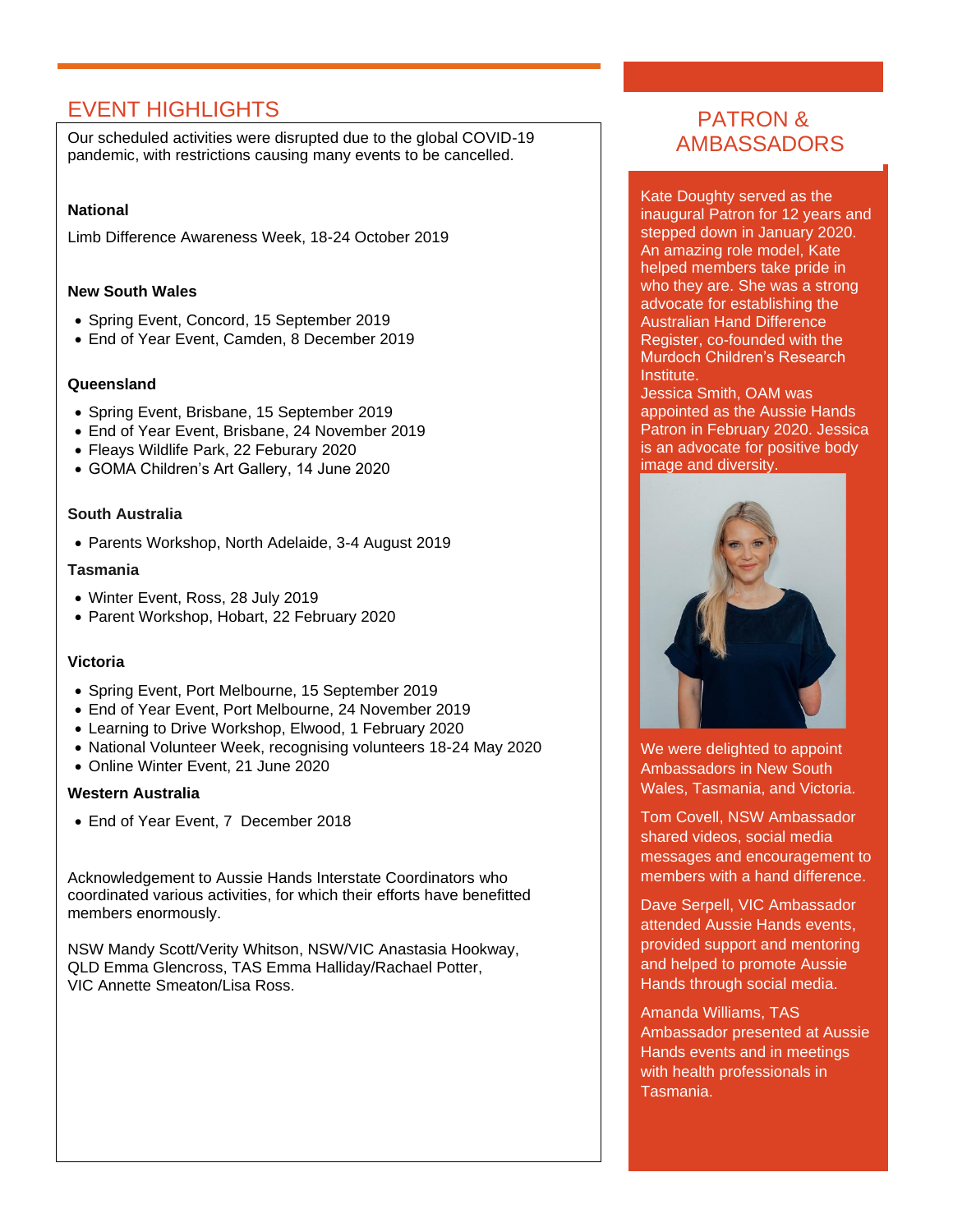## EVENT HIGHLIGHTS

Our scheduled activities were disrupted due to the global COVID-19 pandemic, with restrictions causing many events to be cancelled.

**National**

Limb Difference Awareness Week, 18-24 October 2019

**New South Wales**

- Spring Event, Concord, 15 September 2019
- End of Year Event, Camden, 8 December 2019

**Queensland**

- Spring Event, Brisbane, 15 September 2019
- End of Year Event, Brisbane, 24 November 2019
- Fleays Wildlife Park, 22 Feburary 2020
- GOMA Children's Art Gallery, 14 June 2020

**South Australia**

- Parents Workshop, North Adelaide, 3-4 August 2019

**Tasmania**

- Winter Event, Ross, 28 July 2019
- Parent Workshop, Hobart, 22 February 2020

**Victoria**

- Spring Event, Port Melbourne, 15 September 2019
- End of Year Event, Port Melbourne, 24 November 2019
- Learning to Drive Workshop, Elwood, 1 February 2020
- National Volunteer Week, recognising volunteers 18-24 May 2020
- Online Winter Event, 21 June 2020

**Western Australia**

- End of Year Event, 7 December 2018

Acknowledgement to Aussie Hands Interstate Coordinators who coordinated various activities, for which their efforts have benefitted members enormously.

NSW Mandy Scott/Verity Whitson, NSW/VIC Anastasia Hookway, QLD Emma Glencross, TAS Emma Halliday/Rachael Potter, VIC Annette Smeaton/Lisa Ross.

## PATRON & AMBASSADORS

Kate Doughty served as the inaugural Patron for 12 years and stepped down in January 2020. An amazing role model, Kate helped members take pride in who they are. She was a strong advocate for establishing the Australian Hand Difference Register, co-founded with the Murdoch Children's Research Institute.

Jessica Smith, OAM was appointed as the Aussie Hands Patron in February 2020. Jessica is an advocate for positive body image and diversity.

We were delighted to appoint Ambassadors in New South Wales, Tasmania, and Victoria.

Tom Covell, NSW Ambassador shared videos, social media messages and encouragement to members with a hand difference.

Dave Serpell, VIC Ambassador attended Aussie Hands events, provided support and mentoring and helped to promote Aussie Hands through social media.

Amanda Williams, TAS Ambassador presented at Aussie Hands events and in meetings with health professionals in Tasmania.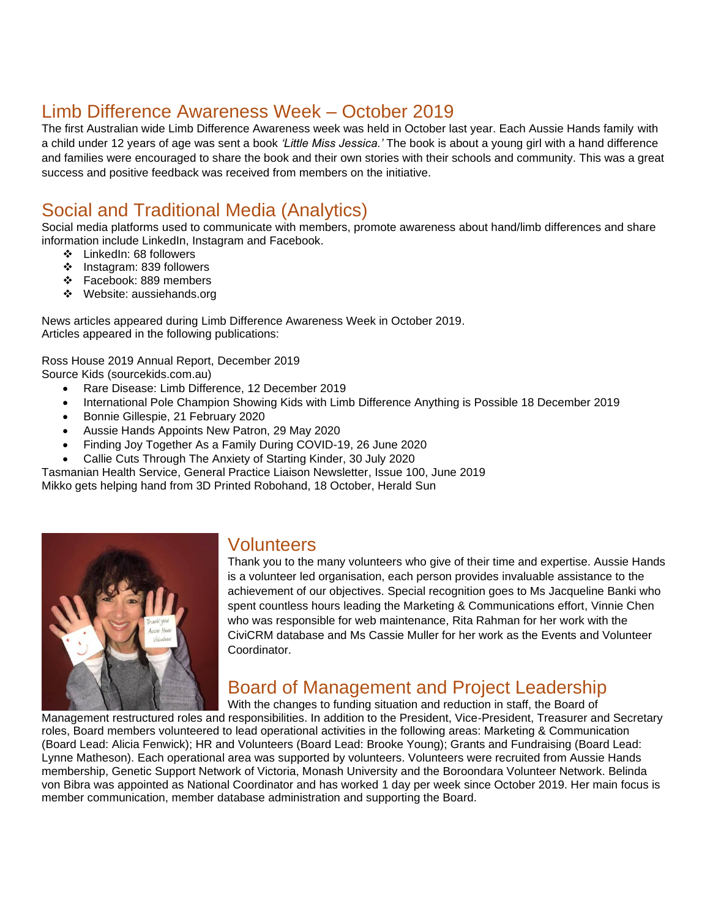## Limb Difference Awareness Week – October 2019

The first Australian wide Limb Difference Awareness week was held in October last year. Each Aussie Hands family with a child under 12 years of age was sent a book *'Little Miss Jessica.'* The book is about a young girl with a hand difference and families were encouraged to share the book and their own stories with their schools and community. This was a great success and positive feedback was received from members on the initiative.

## Social and Traditional Media (Analytics)

Social media platforms used to communicate with members, promote awareness about hand/limb differences and share information include LinkedIn, Instagram and Facebook.

- LinkedIn: 68 followers
- Instagram: 839 followers
- Facebook: 889 members
- Website: aussiehands.org

News articles appeared during Limb Difference Awareness Week in October 2019.
Articles appeared in the following publications:

Ross House 2019 Annual Report, December 2019
Source Kids (sourcekids.com.au)

- Rare Disease: Limb Difference, 12 December 2019
- International Pole Champion Showing Kids with Limb Difference Anything is Possible 18 December 2019
- Bonnie Gillespie, 21 February 2020
- Aussie Hands Appoints New Patron, 29 May 2020
- Finding Joy Together As a Family During COVID-19, 26 June 2020
- Callie Cuts Through The Anxiety of Starting Kinder, 30 July 2020

Tasmanian Health Service, General Practice Liaison Newsletter, Issue 100, June 2019
Mikko gets helping hand from 3D Printed Robohand, 18 October, Herald Sun

## Volunteers

Thank you to the many volunteers who give of their time and expertise. Aussie Hands is a volunteer led organisation, each person provides invaluable assistance to the achievement of our objectives. Special recognition goes to Ms Jacqueline Banki who spent countless hours leading the Marketing & Communications effort, Vinnie Chen who was responsible for web maintenance, Rita Rahman for her work with the CiviCRM database and Ms Cassie Muller for her work as the Events and Volunteer Coordinator.

## Board of Management and Project Leadership

With the changes to funding situation and reduction in staff, the Board of Management restructured roles and responsibilities. In addition to the President, Vice-President, Treasurer and Secretary roles, Board members volunteered to lead operational activities in the following areas: Marketing & Communication (Board Lead: Alicia Fenwick); HR and Volunteers (Board Lead: Brooke Young); Grants and Fundraising (Board Lead: Lynne Matheson). Each operational area was supported by volunteers. Volunteers were recruited from Aussie Hands membership, Genetic Support Network of Victoria, Monash University and the Boroondara Volunteer Network. Belinda von Bibra was appointed as National Coordinator and has worked 1 day per week since October 2019. Her main focus is member communication, member database administration and supporting the Board.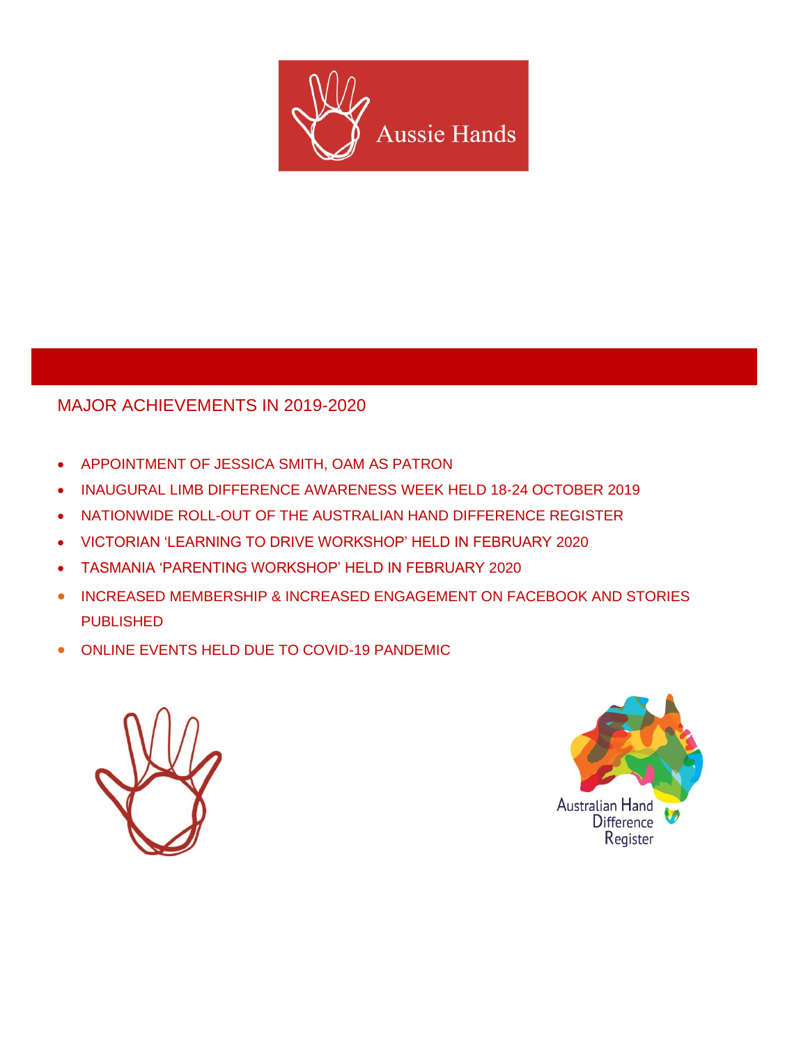Aussie Hands

## MAJOR ACHIEVEMENTS IN 2019-2020

- APPOINTMENT OF JESSICA SMITH, OAM AS PATRON
- INAUGURAL LIMB DIFFERENCE AWARENESS WEEK HELD 18-24 OCTOBER 2019
- NATIONWIDE ROLL-OUT OF THE AUSTRALIAN HAND DIFFERENCE REGISTER
- VICTORIAN 'LEARNING TO DRIVE WORKSHOP' HELD IN FEBRUARY 2020
- TASMANIA 'PARENTING WORKSHOP' HELD IN FEBRUARY 2020
- INCREASED MEMBERSHIP & INCREASED ENGAGEMENT ON FACEBOOK AND STORIES PUBLISHED
- ONLINE EVENTS HELD DUE TO COVID-19 PANDEMIC

Australian Hand Difference Register